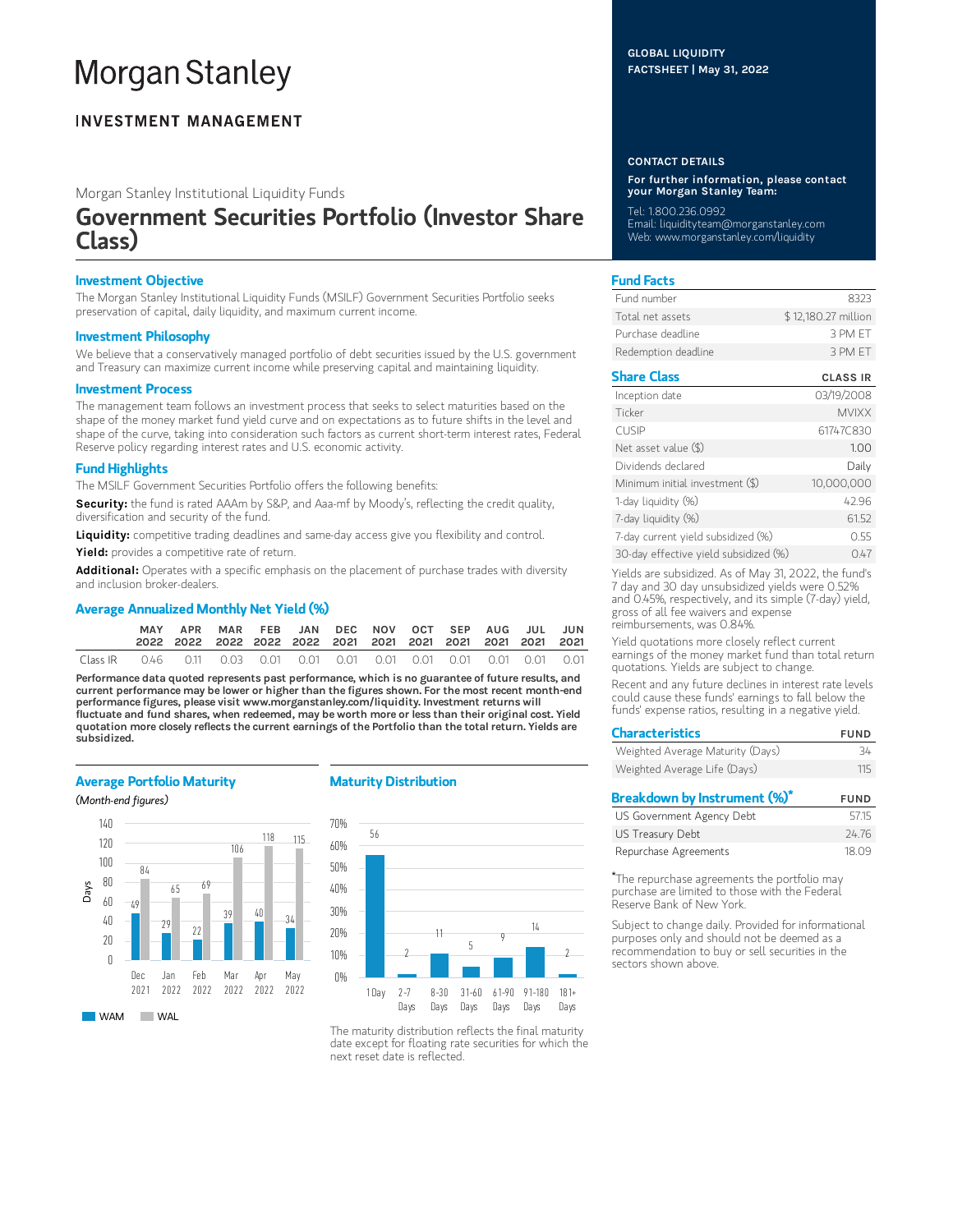# Morgan Stanley

## INVESTMENT MANAGEMENT

GLOBAL LIQUIDITY FACTSHEET | May 31, 2022

Morgan Stanley Institutional Liquidity Funds

# Government Securities Portfolio (Investor Share Class)

### Investment Objective

The Morgan Stanley Institutional Liquidity Funds (MSILF) Government Securities Portfolio seeks preservation of capital, daily liquidity, and maximum current income.

### Investment Philosophy

We believe that a conservatively managed portfolio of debt securities issued by the U.S. government and Treasury can maximize current income while preserving capital and maintaining liquidity.

### Investment Process

The management team follows an investment process that seeks to select maturities based on the shape of the money market fund yield curve and on expectations as to future shifts in the level and shape of the curve, taking into consideration such factors as current short-term interest rates, Federal Reserve policy regarding interest rates and U.S. economic activity.

### Fund Highlights

The MSILF Government Securities Portfolio offers the following benefits:

**Security:** the fund is rated AAAm by S&P, and Aaa-mf by Moody's, reflecting the credit quality, diversification and security of the fund.

**Liquidity:** competitive trading deadlines and same-day access give you flexibility and control.

**Yield:** provides a competitive rate of return.

**Additional:** Operates with a specific emphasis on the placement of purchase trades with diversity and inclusion broker-dealers.

### Average Annualized Monthly Net Yield (%)

| | MAY 2022 | APR 2022 | MAR 2022 | FEB 2022 | JAN 2022 | DEC 2021 | NOV 2021 | OCT 2021 | SEP 2021 | AUG 2021 | JUL 2021 | JUN 2021 |
|---|---|---|---|---|---|---|---|---|---|---|---|---|
| Class IR | 0.46 | 0.11 | 0.03 | 0.01 | 0.01 | 0.01 | 0.01 | 0.01 | 0.01 | 0.01 | 0.01 | 0.01 |

**Performance data quoted represents past performance, which is no guarantee of future results, and current performance may be lower or higher than the figures shown. For the most recent month-end performance figures, please visit www.morganstanley.com/liquidity. Investment returns will fluctuate and fund shares, when redeemed, may be worth more or less than their original cost. Yield quotation more closely reflects the current earnings of the Portfolio than the total return. Yields are subsidized.**

### Average Portfolio Maturity

*(Month-end figures)*

| Days | Dec 2021 | Jan 2022 | Feb 2022 | Mar 2022 | Apr 2022 | May 2022 |
|---|---|---|---|---|---|---|
| WAM | 49 | 29 | 22 | 39 | 40 | 34 |
| WAL | 84 | 65 | 69 | 106 | 118 | 115 |

### Maturity Distribution

| 1 Day | 2-7 Days | 8-30 Days | 31-60 Days | 61-90 Days | 91-180 Days | 181+ Days |
|---|---|---|---|---|---|---|
| 56 | 2 | 11 | 5 | 9 | 14 | 2 |

The maturity distribution reflects the final maturity date except for floating rate securities for which the next reset date is reflected.

### CONTACT DETAILS

**For further information, please contact your Morgan Stanley Team:**

Tel: 1.800.236.0992
Email: liquidityteam@morganstanley.com
Web: www.morganstanley.com/liquidity

### Fund Facts

| | |
|---|---|
| Fund number | 8323 |
| Total net assets | $ 12,180.27 million |
| Purchase deadline | 3 PM ET |
| Redemption deadline | 3 PM ET |

### Share Class

| | CLASS IR |
|---|---|
| Inception date | 03/19/2008 |
| Ticker | MVIXX |
| CUSIP | 61747C830 |
| Net asset value ($) | 1.00 |
| Dividends declared | Daily |
| Minimum initial investment ($) | 10,000,000 |
| 1-day liquidity (%) | 42.96 |
| 7-day liquidity (%) | 61.52 |
| 7-day current yield subsidized (%) | 0.55 |
| 30-day effective yield subsidized (%) | 0.47 |

Yields are subsidized. As of May 31, 2022, the fund's 7 day and 30 day unsubsidized yields were 0.52% and 0.45%, respectively, and its simple (7-day) yield, gross of all fee waivers and expense reimbursements, was 0.84%.

Yield quotations more closely reflect current earnings of the money market fund than total return quotations. Yields are subject to change.

Recent and any future declines in interest rate levels could cause these funds' earnings to fall below the funds' expense ratios, resulting in a negative yield.

### Characteristics

| | FUND |
|---|---|
| Weighted Average Maturity (Days) | 34 |
| Weighted Average Life (Days) | 115 |

### Breakdown by Instrument (%)*

| | FUND |
|---|---|
| US Government Agency Debt | 57.15 |
| US Treasury Debt | 24.76 |
| Repurchase Agreements | 18.09 |

*The repurchase agreements the portfolio may purchase are limited to those with the Federal Reserve Bank of New York.

Subject to change daily. Provided for informational purposes only and should not be deemed as a recommendation to buy or sell securities in the sectors shown above.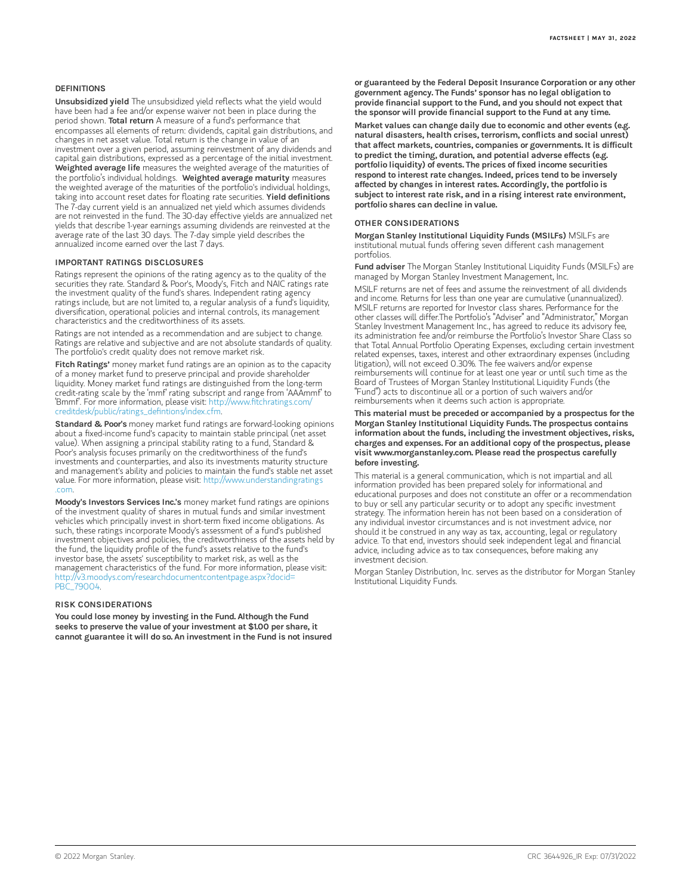## DEFINITIONS

**Unsubsidized yield** The unsubsidized yield reflects what the yield would have been had a fee and/or expense waiver not been in place during the period shown. **Total return** A measure of a fund's performance that encompasses all elements of return: dividends, capital gain distributions, and changes in net asset value. Total return is the change in value of an investment over a given period, assuming reinvestment of any dividends and capital gain distributions, expressed as a percentage of the initial investment. **Weighted average life** measures the weighted average of the maturities of the portfolio's individual holdings. **Weighted average maturity** measures the weighted average of the maturities of the portfolio's individual holdings, taking into account reset dates for floating rate securities. **Yield definitions** The 7-day current yield is an annualized net yield which assumes dividends are not reinvested in the fund. The 30-day effective yields are annualized net yields that describe 1-year earnings assuming dividends are reinvested at the average rate of the last 30 days. The 7-day simple yield describes the annualized income earned over the last 7 days.

## IMPORTANT RATINGS DISCLOSURES

Ratings represent the opinions of the rating agency as to the quality of the securities they rate. Standard & Poor's, Moody's, Fitch and NAIC ratings rate the investment quality of the fund's shares. Independent rating agency ratings include, but are not limited to, a regular analysis of a fund's liquidity, diversification, operational policies and internal controls, its management characteristics and the creditworthiness of its assets.

Ratings are not intended as a recommendation and are subject to change. Ratings are relative and subjective and are not absolute standards of quality. The portfolio's credit quality does not remove market risk.

**Fitch Ratings'** money market fund ratings are an opinion as to the capacity of a money market fund to preserve principal and provide shareholder liquidity. Money market fund ratings are distinguished from the long-term credit-rating scale by the 'mmf' rating subscript and range from 'AAAmmf' to 'Bmmf'. For more information, please visit: http://www.fitchratings.com/creditdesk/public/ratings_defintions/index.cfm.

**Standard & Poor's** money market fund ratings are forward-looking opinions about a fixed-income fund's capacity to maintain stable principal (net asset value). When assigning a principal stability rating to a fund, Standard & Poor's analysis focuses primarily on the creditworthiness of the fund's investments and counterparties, and also its investments maturity structure and management's ability and policies to maintain the fund's stable net asset value. For more information, please visit: http://www.understandingratings.com.

**Moody's Investors Services Inc.'s** money market fund ratings are opinions of the investment quality of shares in mutual funds and similar investment vehicles which principally invest in short-term fixed income obligations. As such, these ratings incorporate Moody's assessment of a fund's published investment objectives and policies, the creditworthiness of the assets held by the fund, the liquidity profile of the fund's assets relative to the fund's investor base, the assets' susceptibility to market risk, as well as the management characteristics of the fund. For more information, please visit: http://v3.moodys.com/researchdocumentcontentpage.aspx?docid=PBC_79004.

## RISK CONSIDERATIONS

**You could lose money by investing in the Fund. Although the Fund seeks to preserve the value of your investment at $1.00 per share, it cannot guarantee it will do so. An investment in the Fund is not insured or guaranteed by the Federal Deposit Insurance Corporation or any other government agency. The Funds' sponsor has no legal obligation to provide financial support to the Fund, and you should not expect that the sponsor will provide financial support to the Fund at any time.**

**Market values can change daily due to economic and other events (e.g. natural disasters, health crises, terrorism, conflicts and social unrest) that affect markets, countries, companies or governments. It is difficult to predict the timing, duration, and potential adverse effects (e.g. portfolio liquidity) of events. The prices of fixed income securities respond to interest rate changes. Indeed, prices tend to be inversely affected by changes in interest rates. Accordingly, the portfolio is subject to interest rate risk, and in a rising interest rate environment, portfolio shares can decline in value.**

## OTHER CONSIDERATIONS

**Morgan Stanley Institutional Liquidity Funds (MSILFs)** MSILFs are institutional mutual funds offering seven different cash management portfolios.

**Fund adviser** The Morgan Stanley Institutional Liquidity Funds (MSILFs) are managed by Morgan Stanley Investment Management, Inc.

MSILF returns are net of fees and assume the reinvestment of all dividends and income. Returns for less than one year are cumulative (unannualized). MSILF returns are reported for Investor class shares. Performance for the other classes will differ.The Portfolio's "Adviser" and "Administrator," Morgan Stanley Investment Management Inc., has agreed to reduce its advisory fee, its administration fee and/or reimburse the Portfolio's Investor Share Class so that Total Annual Portfolio Operating Expenses, excluding certain investment related expenses, taxes, interest and other extraordinary expenses (including litigation), will not exceed 0.30%. The fee waivers and/or expense reimbursements will continue for at least one year or until such time as the Board of Trustees of Morgan Stanley Institutional Liquidity Funds (the "Fund") acts to discontinue all or a portion of such waivers and/or reimbursements when it deems such action is appropriate.

**This material must be preceded or accompanied by a prospectus for the Morgan Stanley Institutional Liquidity Funds. The prospectus contains information about the funds, including the investment objectives, risks, charges and expenses. For an additional copy of the prospectus, please visit www.morganstanley.com. Please read the prospectus carefully before investing.**

This material is a general communication, which is not impartial and all information provided has been prepared solely for informational and educational purposes and does not constitute an offer or a recommendation to buy or sell any particular security or to adopt any specific investment strategy. The information herein has not been based on a consideration of any individual investor circumstances and is not investment advice, nor should it be construed in any way as tax, accounting, legal or regulatory advice. To that end, investors should seek independent legal and financial advice, including advice as to tax consequences, before making any investment decision.

Morgan Stanley Distribution, Inc. serves as the distributor for Morgan Stanley Institutional Liquidity Funds.

© 2022 Morgan Stanley. CRC 3644926_IR Exp: 07/31/2022